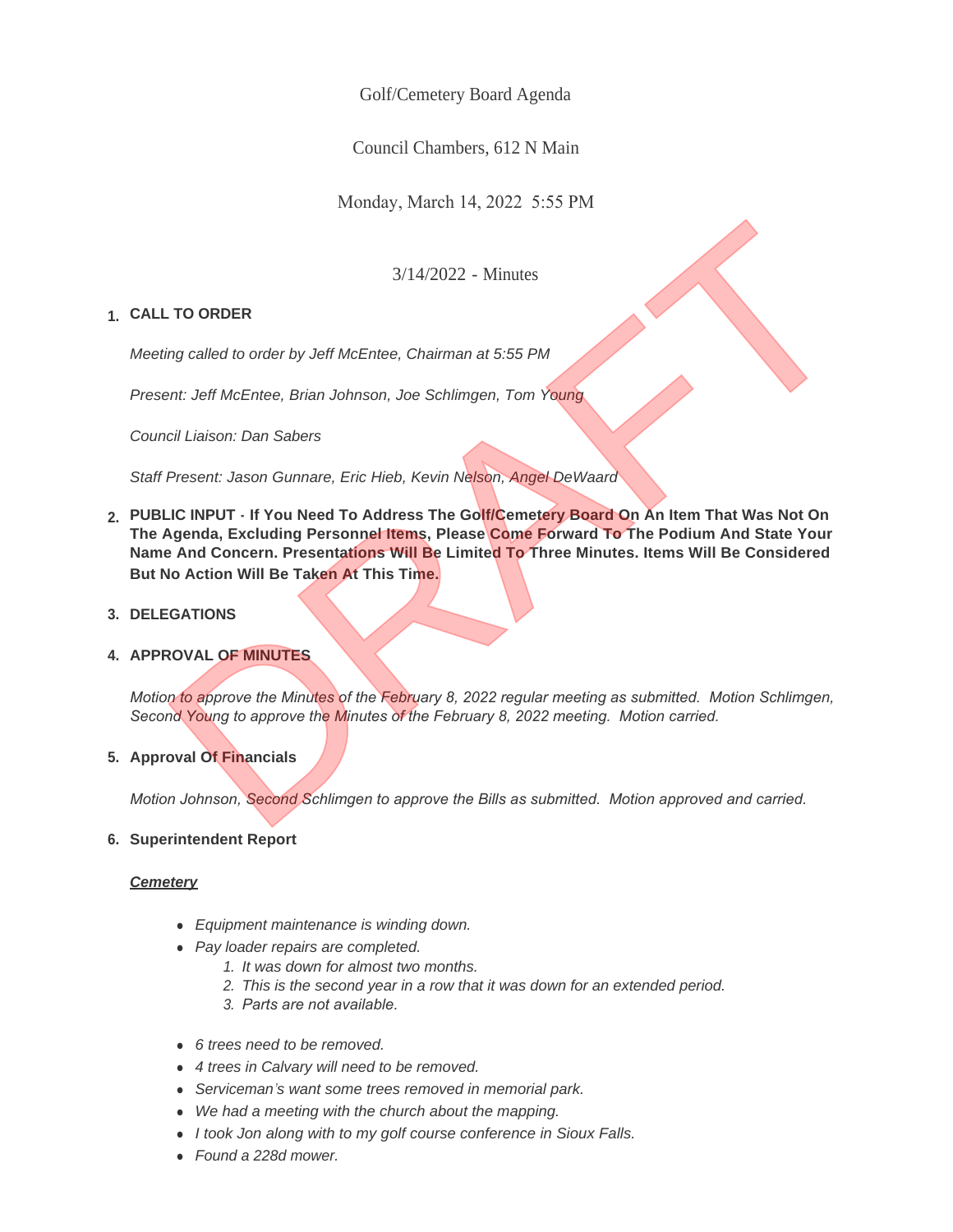Golf/Cemetery Board Agenda

Council Chambers, 612 N Main

Monday, March 14, 2022 5:55 PM

3/14/2022 - Minutes

1. **CALL TO ORDER**

   *Meeting called to order by Jeff McEntee, Chairman at 5:55 PM*

   *Present: Jeff McEntee, Brian Johnson, Joe Schlimgen, Tom Young*

   *Council Liaison: Dan Sabers*

   *Staff Present: Jason Gunnare, Eric Hieb, Kevin Nelson, Angel DeWaard*

2. **PUBLIC INPUT - If You Need To Address The Golf/Cemetery Board On An Item That Was Not On The Agenda, Excluding Personnel Items, Please Come Forward To The Podium And State Your Name And Concern. Presentations Will Be Limited To Three Minutes. Items Will Be Considered But No Action Will Be Taken At This Time.**

3. **DELEGATIONS**

4. **APPROVAL OF MINUTES**

   *Motion to approve the Minutes of the February 8, 2022 regular meeting as submitted. Motion Schlimgen, Second Young to approve the Minutes of the February 8, 2022 meeting. Motion carried.*

5. **Approval Of Financials**

   *Motion Johnson, Second Schlimgen to approve the Bills as submitted. Motion approved and carried.*

6. **Superintendent Report**

   ***Cemetery***

   - *Equipment maintenance is winding down.*
   - *Pay loader repairs are completed.*
     1. *It was down for almost two months.*
     2. *This is the second year in a row that it was down for an extended period.*
     3. *Parts are not available.*
   - *6 trees need to be removed.*
   - *4 trees in Calvary will need to be removed.*
   - *Serviceman's want some trees removed in memorial park.*
   - *We had a meeting with the church about the mapping.*
   - *I took Jon along with to my golf course conference in Sioux Falls.*
   - *Found a 228d mower.*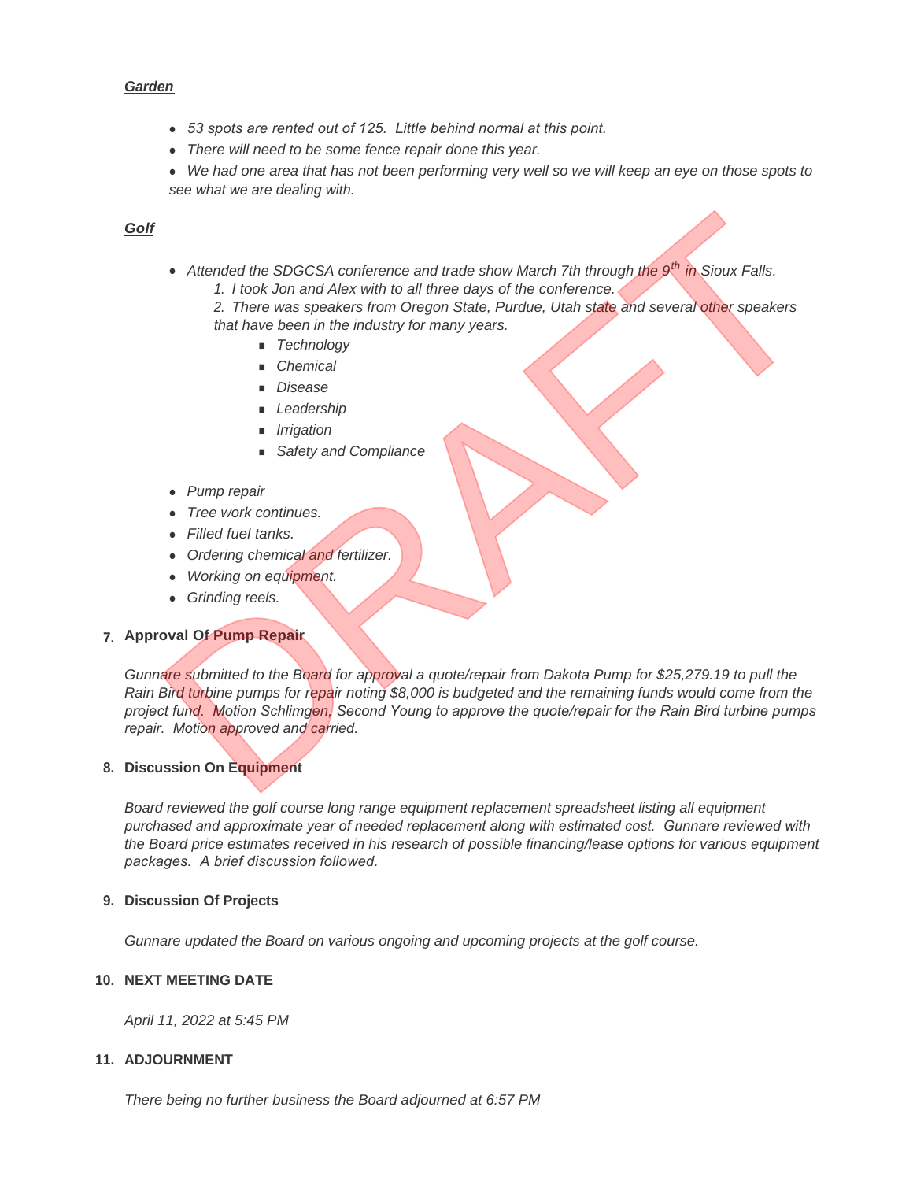***Garden***

- *53 spots are rented out of 125.  Little behind normal at this point.*
- *There will need to be some fence repair done this year.*
- *We had one area that has not been performing very well so we will keep an eye on those spots to see what we are dealing with.*

***Golf***

- *Attended the SDGCSA conference and trade show March 7th through the 9th in Sioux Falls.*
  1. *I took Jon and Alex with to all three days of the conference.*
  2. *There was speakers from Oregon State, Purdue, Utah state and several other speakers that have been in the industry for many years.*
     - *Technology*
     - *Chemical*
     - *Disease*
     - *Leadership*
     - *Irrigation*
     - *Safety and Compliance*

- *Pump repair*
- *Tree work continues.*
- *Filled fuel tanks.*
- *Ordering chemical and fertilizer.*
- *Working on equipment.*
- *Grinding reels.*

## 7. Approval Of Pump Repair

*Gunnare submitted to the Board for approval a quote/repair from Dakota Pump for $25,279.19 to pull the Rain Bird turbine pumps for repair noting $8,000 is budgeted and the remaining funds would come from the project fund.  Motion Schlimgen, Second Young to approve the quote/repair for the Rain Bird turbine pumps repair.  Motion approved and carried.*

## 8. Discussion On Equipment

*Board reviewed the golf course long range equipment replacement spreadsheet listing all equipment purchased and approximate year of needed replacement along with estimated cost.  Gunnare reviewed with the Board price estimates received in his research of possible financing/lease options for various equipment packages.  A brief discussion followed.*

## 9. Discussion Of Projects

*Gunnare updated the Board on various ongoing and upcoming projects at the golf course.*

## 10. NEXT MEETING DATE

*April 11, 2022 at 5:45 PM*

## 11. ADJOURNMENT

*There being no further business the Board adjourned at 6:57 PM*